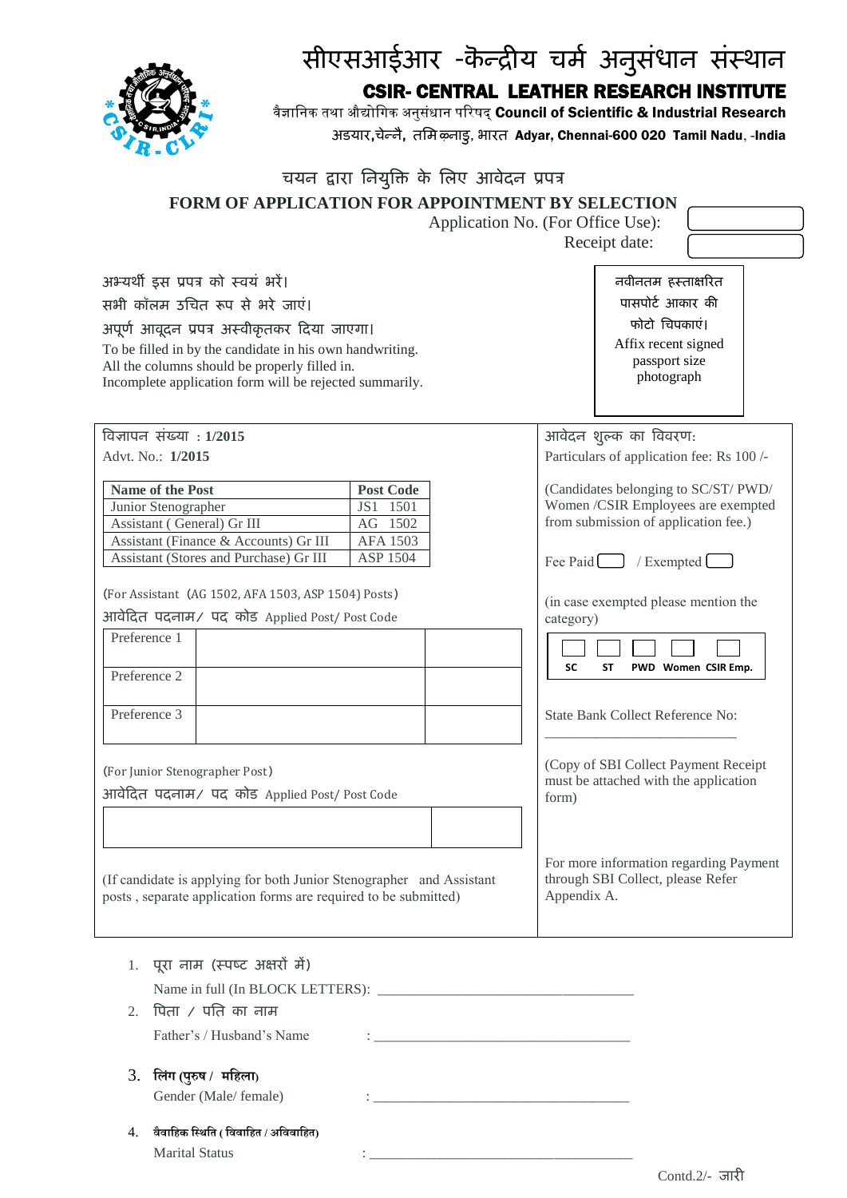# सीएसआईआर -कैन्द्रीय चर्म अनुसंधान संस्थान

## CSIR- CENTRAL LEATHER RESEARCH INSTITUTE

वैज्ञानिक तथा औद्योगिक अनुसंधान परिषद् **Council of Scientific & Industrial Research**

अडयार,चेन्नै, तमिळ्नाडु, भारत **Adyar, Chennai-600 020 Tamil Nadu, -India**

### चयन द्वारा नियुक्ति के लिए आवेदन प्रपत्र

### FORM OF APPLICATION FOR APPOINTMENT BY SELECTION

Application No. (For Office Use): ______

Receipt date: ______

अभ्यर्थी इस प्रपत्र को स्वयं भरें।
सभी कॉलम उचित रूप से भरे जाएं।
अपूर्ण आवूदन प्रपत्र अस्वीकृतकर दिया जाएगा।
To be filled in by the candidate in his own handwriting.
All the columns should be properly filled in.
Incomplete application form will be rejected summarily.

नवीनतम हस्ताक्षरित पासपोर्ट आकार की फोटो चिपकाएं।
Affix recent signed passport size photograph

विज्ञापन संख्या : **1/2015**
Advt. No.: **1/2015**

| Name of the Post | Post Code |
|---|---|
| Junior Stenographer | JS1 1501 |
| Assistant ( General) Gr III | AG 1502 |
| Assistant (Finance & Accounts) Gr III | AFA 1503 |
| Assistant (Stores and Purchase) Gr III | ASP 1504 |

(For Assistant (AG 1502, AFA 1503, ASP 1504) Posts)

आवेदित पदनाम/ पद कोड Applied Post/ Post Code

| | | |
|---|---|---|
| Preference 1 | | |
| Preference 2 | | |
| Preference 3 | | |

(For Junior Stenographer Post)

आवेदित पदनाम/ पद कोड Applied Post/ Post Code

| | |
|---|---|
| | |

(If candidate is applying for both Junior Stenographer and Assistant posts , separate application forms are required to be submitted)

आवेदन शुल्क का विवरण:
Particulars of application fee: Rs 100 /-

(Candidates belonging to SC/ST/ PWD/ Women /CSIR Employees are exempted from submission of application fee.)

Fee Paid ☐ / Exempted ☐

(in case exempted please mention the category)

| ☐ | ☐ | ☐ | ☐ | ☐ |
|---|---|---|---|---|
| SC | ST | PWD | Women | CSIR Emp. |

State Bank Collect Reference No: ______________________________

(Copy of SBI Collect Payment Receipt must be attached with the application form)

For more information regarding Payment through SBI Collect, please Refer Appendix A.

1. पूरा नाम (स्पष्ट अक्षरों में)
   Name in full (In BLOCK LETTERS): ______________________________
2. पिता / पति का नाम
   Father's / Husband's Name : ______________________________
3. लिंग (पुरुष / महिला)
   Gender (Male/ female) : ______________________________
4. वैवाहिक स्थिति ( विवाहित / अविवाहित)
   Marital Status : ______________________________

Contd.2/- जारी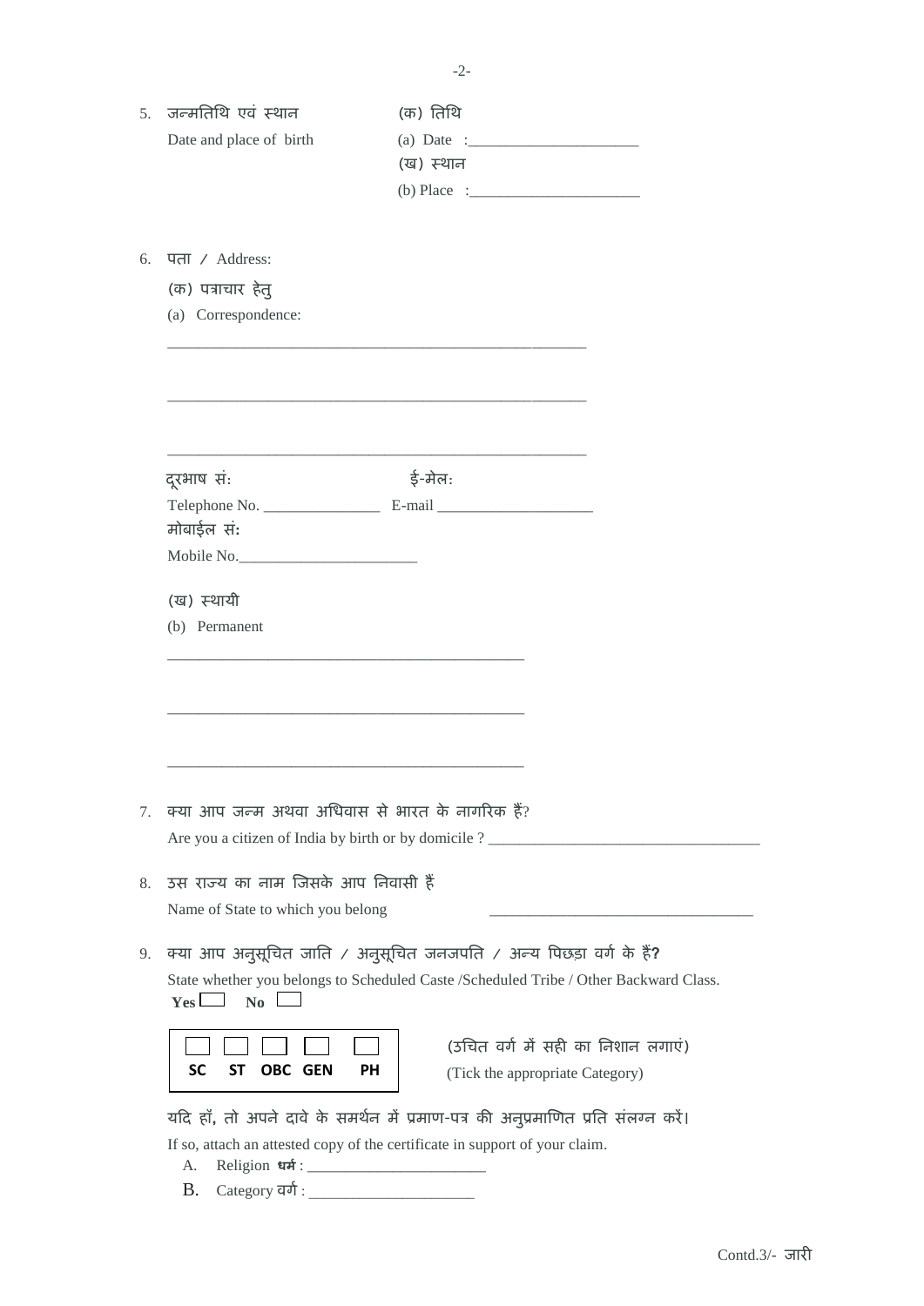5. जन्मतिथि एवं स्थान (क) तिथि
   Date and place of birth (a) Date :______________________
   (ख) स्थान
   (b) Place :______________________

6. पता / Address:

   (क) पत्राचार हेतु
   (a) Correspondence:

   ________________________________________________________

   ________________________________________________________

   ________________________________________________________

   दूरभाष सं: ई-मेल:
   Telephone No. _______________ E-mail ____________________
   मोबाईल सं:
   Mobile No.______________________

   (ख) स्थायी
   (b) Permanent

   ________________________________________________

   ________________________________________________

   ________________________________________________

7. क्या आप जन्म अथवा अधिवास से भारत के नागरिक हैं?
   Are you a citizen of India by birth or by domicile ? ___________________________________

8. उस राज्य का नाम जिसके आप निवासी हैं
   Name of State to which you belong ___________________________________

9. क्या आप अनुसूचित जाति / अनुसूचित जनजपति / अन्य पिछड़ा वर्ग के हैं**?**
   State whether you belongs to Scheduled Caste /Scheduled Tribe / Other Backward Class.
   **Yes** ☐ **No** ☐

   | ☐ | ☐ | ☐ | ☐ | ☐ |
   |---|---|---|---|---|
   | **SC** | **ST** | **OBC** | **GEN** | **PH** |

   (उचित वर्ग में सही का निशान लगाएं)
   (Tick the appropriate Category)

   यदि हाँ, तो अपने दावे के समर्थन में प्रमाण-पत्र की अनुप्रमाणित प्रति संलग्न करें।
   If so, attach an attested copy of the certificate in support of your claim.

   A. Religion **धर्म** : ______________________
   B. Category वर्ग : _____________________

Contd.3/- जारी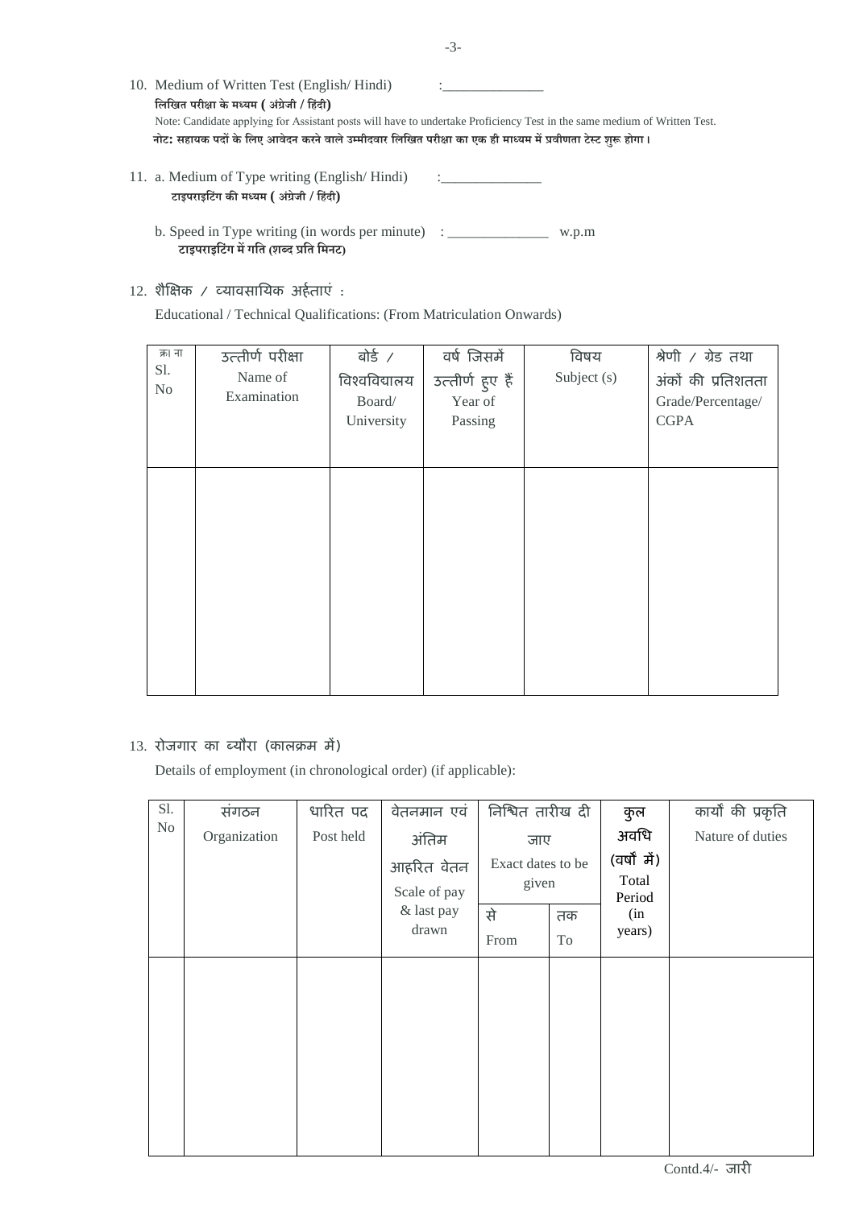10. Medium of Written Test (English/ Hindi) :______________
    **लिखित परीक्षा के मध्यम ( अंग्रेजी / हिंदी)**
    Note: Candidate applying for Assistant posts will have to undertake Proficiency Test in the same medium of Written Test.
    **नोट: सहायक पदों के लिए आवेदन करने वाले उम्मीदवार लिखित परीक्षा का एक ही माध्यम में प्रवीणता टेस्ट शुरू होगा।**

11. a. Medium of Type writing (English/ Hindi) :______________
    **टाइपराइटिंग की मध्यम ( अंग्रेजी / हिंदी)**

    b. Speed in Type writing (in words per minute) : ______________ w.p.m
    **टाइपराइटिंग में गति (शब्द प्रति मिनट)**

12. शैक्षिक / व्यावसायिक अर्हताएं :
    Educational / Technical Qualifications: (From Matriculation Onwards)

| क्र। ना Sl. No | उत्तीर्ण परीक्षा Name of Examination | बोर्ड / विश्वविद्यालय Board/ University | वर्ष जिसमें उत्तीर्ण हुए हैं Year of Passing | विषय Subject (s) | श्रेणी / ग्रेड तथा अंकों की प्रतिशतता Grade/Percentage/ CGPA |
|---|---|---|---|---|---|
| | | | | | |

13. रोजगार का ब्यौरा (कालक्रम में)
    Details of employment (in chronological order) (if applicable):

| Sl. No | संगठन Organization | धारित पद Post held | वेतनमान एवं अंतिम आहरित वेतन Scale of pay & last pay drawn | निश्चित तारीख दी जाए Exact dates to be given | | कुल अवधि (वर्षों में) Total Period (in years) | कार्यों की प्रकृति Nature of duties |
|---|---|---|---|---|---|---|---|
| | | | | से From | तक To | | |
| | | | | | | | |

Contd.4/- जारी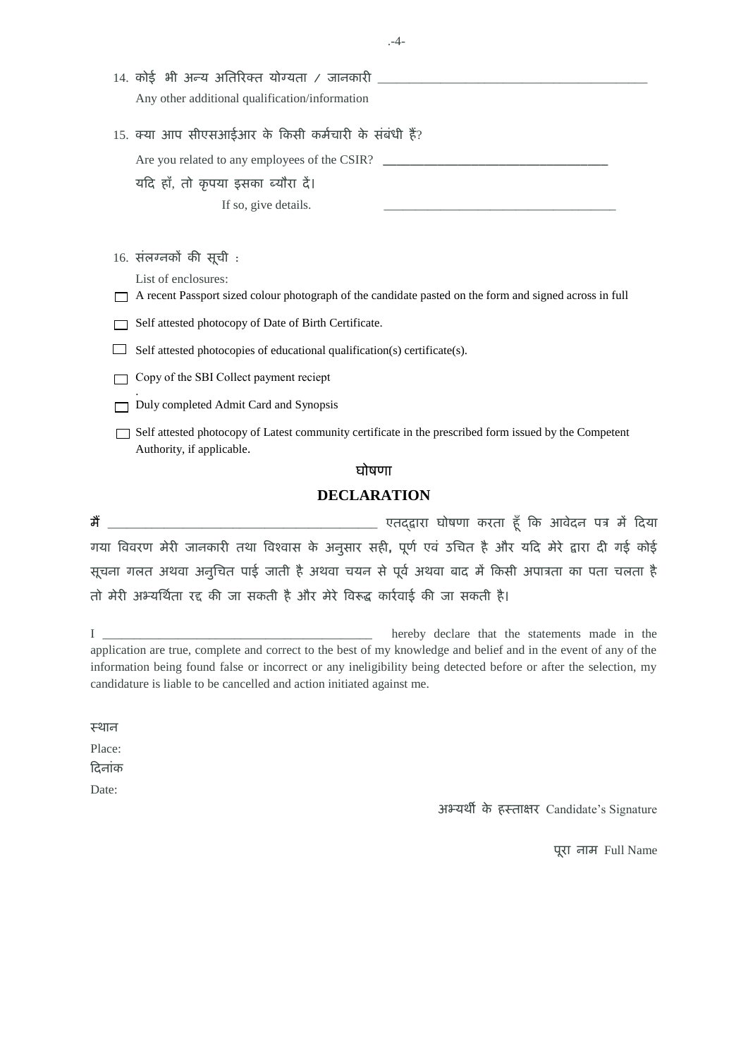14. कोई भी अन्य अतिरिक्त योग्यता / जानकारी ___________________________________________

    Any other additional qualification/information

15. क्या आप सीएसआईआर के किसी कर्मचारी के संबंधी हैं?

    Are you related to any employees of the CSIR? ___________________________________

    यदि हाँ, तो कृपया इसका ब्यौरा दें।

    If so, give details. _____________________________________

16. संलग्नकों की सूची :

    List of enclosures:

- ☐ A recent Passport sized colour photograph of the candidate pasted on the form and signed across in full
- ☐ Self attested photocopy of Date of Birth Certificate.
- ☐ Self attested photocopies of educational qualification(s) certificate(s).
- ☐ Copy of the SBI Collect payment reciept
- ☐ Duly completed Admit Card and Synopsis
- ☐ Self attested photocopy of Latest community certificate in the prescribed form issued by the Competent Authority, if applicable.

## घोषणा

## DECLARATION

मैं __________________________________________ एतद्द्वारा घोषणा करता हूँ कि आवेदन पत्र में दिया गया विवरण मेरी जानकारी तथा विश्वास के अनुसार सही, पूर्ण एवं उचित है और यदि मेरे द्वारा दी गई कोई सूचना गलत अथवा अनुचित पाई जाती है अथवा चयन से पूर्व अथवा बाद में किसी अपात्रता का पता चलता है तो मेरी अभ्यर्थिता रद्द की जा सकती है और मेरे विरूद्ध कार्रवाई की जा सकती है।

I ___________________________________________ hereby declare that the statements made in the application are true, complete and correct to the best of my knowledge and belief and in the event of any of the information being found false or incorrect or any ineligibility being detected before or after the selection, my candidature is liable to be cancelled and action initiated against me.

स्थान

Place:

दिनांक

Date:

अभ्यर्थी के हस्ताक्षर Candidate's Signature

पूरा नाम Full Name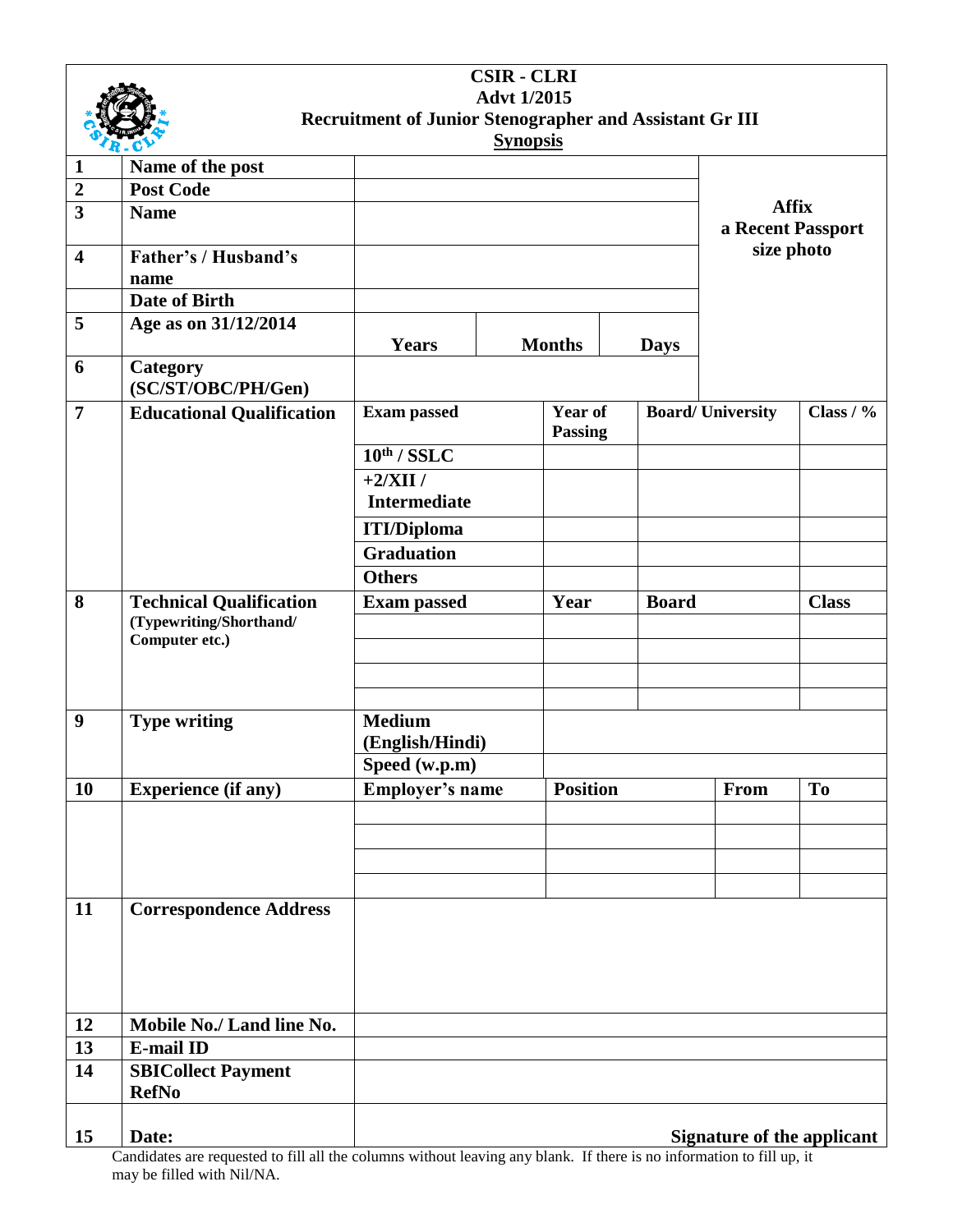**CSIR - CLRI**
**Advt 1/2015**
**Recruitment of Junior Stenographer and Assistant Gr III**
**Synopsis**

| | | | | | | |
|---|---|---|---|---|---|---|
| 1 | **Name of the post** | | | | | **Affix a Recent Passport size photo** |
| 2 | **Post Code** | | | | | |
| 3 | **Name** | | | | | |
| 4 | **Father's / Husband's name** | | | | | |
| | **Date of Birth** | | | | | |
| 5 | **Age as on 31/12/2014** | **Years** | **Months** | **Days** | | |
| 6 | **Category (SC/ST/OBC/PH/Gen)** | | | | | |

| | | | | | |
|---|---|---|---|---|---|
| 7 | **Educational Qualification** | **Exam passed** | **Year of Passing** | **Board/ University** | **Class / %** |
| | | **10th / SSLC** | | | |
| | | **+2/XII / Intermediate** | | | |
| | | **ITI/Diploma** | | | |
| | | **Graduation** | | | |
| | | **Others** | | | |
| 8 | **Technical Qualification** (Typewriting/Shorthand/ Computer etc.) | **Exam passed** | **Year** | **Board** | **Class** |
| | | | | | |
| | | | | | |
| | | | | | |
| | | | | | |
| 9 | **Type writing** | **Medium (English/Hindi)** | | | |
| | | **Speed (w.p.m)** | | | |
| 10 | **Experience (if any)** | **Employer's name** | **Position** | **From** | **To** |
| | | | | | |
| | | | | | |
| | | | | | |
| | | | | | |
| 11 | **Correspondence Address** | | | | |
| 12 | **Mobile No./ Land line No.** | | | | |
| 13 | **E-mail ID** | | | | |
| 14 | **SBICollect Payment RefNo** | | | | |
| 15 | **Date:** | **Signature of the applicant** | | | |

Candidates are requested to fill all the columns without leaving any blank. If there is no information to fill up, it may be filled with Nil/NA.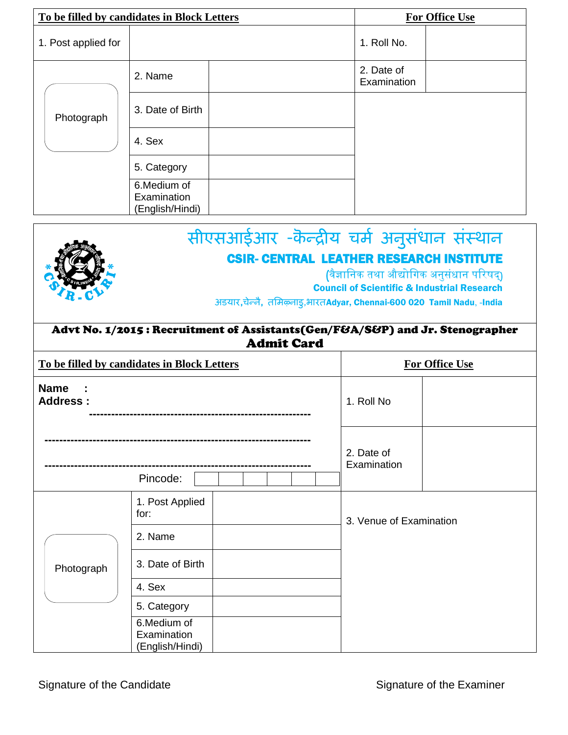| To be filled by candidates in Block Letters | | | For Office Use | |
| --- | --- | --- | --- | --- |
| 1. Post applied for | | | 1. Roll No. | |
| Photograph | 2. Name | | 2. Date of Examination | |
| | 3. Date of Birth | | | |
| | 4. Sex | | | |
| | 5. Category | | | |
| | 6.Medium of Examination (English/Hindi) | | | |

सीएसआईआर -केन्द्रीय चर्म अनुसंधान संस्थान

**CSIR- CENTRAL LEATHER RESEARCH INSTITUTE**

(वैज्ञानिक तथा औद्योगिक अनुसंधान परिषद्)

**Council of Scientific & Industrial Research**

अडयार,चेन्नै, तमिळ्नाडु,भारत**Adyar, Chennai-600 020 Tamil Nadu, -India**

**Advt No. 1/2015 : Recruitment of Assistants(Gen/F&A/S&P) and Jr. Stenographer**

**Admit Card**

| To be filled by candidates in Block Letters | | | For Office Use | |
| --- | --- | --- | --- | --- |
| **Name :** <br> **Address :** ---------------------------------------------------------- <br> ---------------------------------------------------------------------- <br> ---------------------------------------------------------------------- <br> Pincode: | | | 1. Roll No | |
| | | | 2. Date of Examination | |
| Photograph | 1. Post Applied for: | | 3. Venue of Examination | |
| | 2. Name | | | |
| | 3. Date of Birth | | | |
| | 4. Sex | | | |
| | 5. Category | | | |
| | 6.Medium of Examination (English/Hindi) | | | |

Signature of the Candidate

Signature of the Examiner